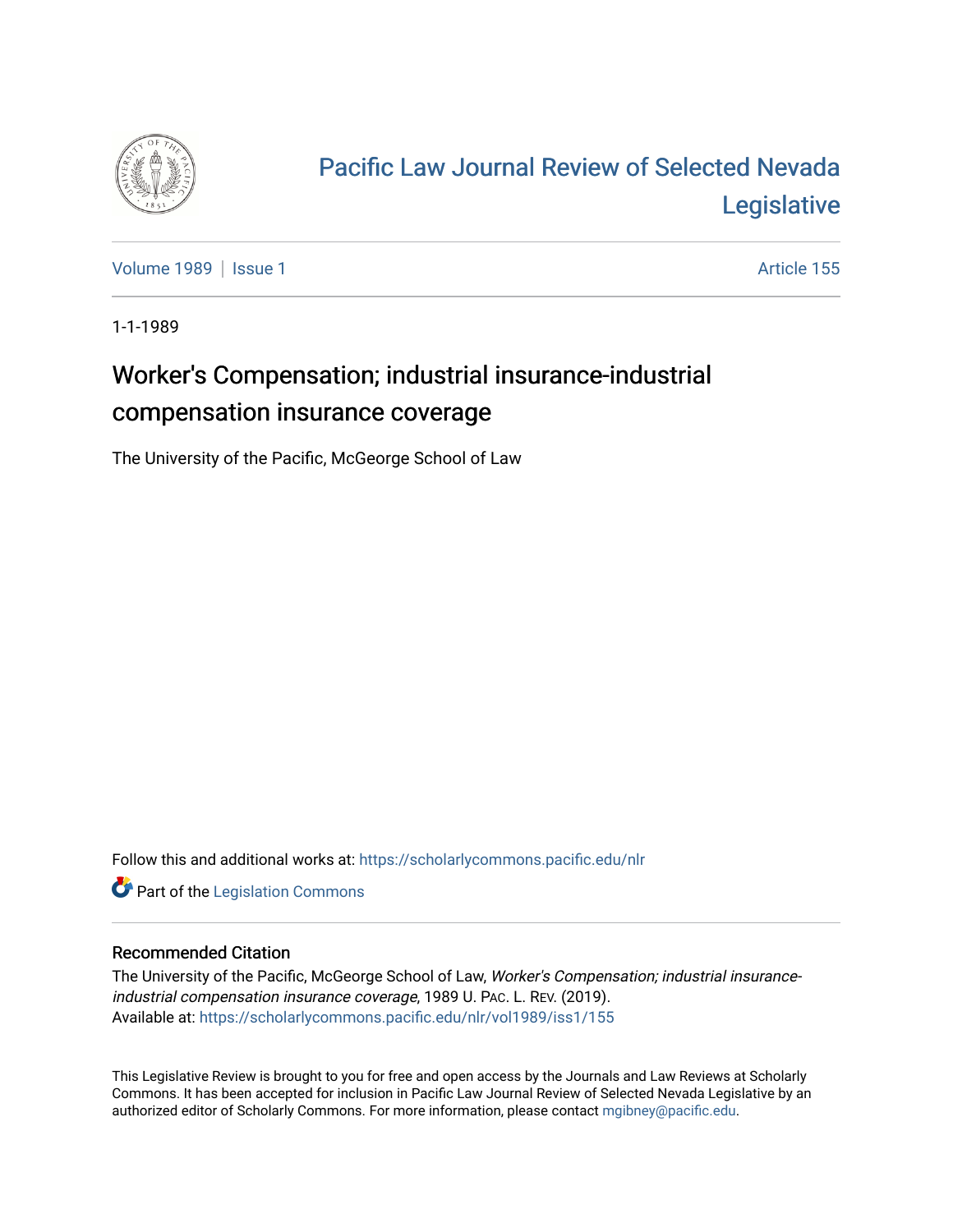# Pacific Law Journal Review of Selected Nevada Legislative

Volume 1989 | Issue 1 | Article 155

1-1-1989

## Worker's Compensation; industrial insurance-industrial compensation insurance coverage

The University of the Pacific, McGeorge School of Law

Follow this and additional works at: https://scholarlycommons.pacific.edu/nlr

Part of the Legislation Commons

### Recommended Citation

The University of the Pacific, McGeorge School of Law, *Worker's Compensation; industrial insurance-industrial compensation insurance coverage*, 1989 U. PAC. L. REV. (2019).
Available at: https://scholarlycommons.pacific.edu/nlr/vol1989/iss1/155

This Legislative Review is brought to you for free and open access by the Journals and Law Reviews at Scholarly Commons. It has been accepted for inclusion in Pacific Law Journal Review of Selected Nevada Legislative by an authorized editor of Scholarly Commons. For more information, please contact mgibney@pacific.edu.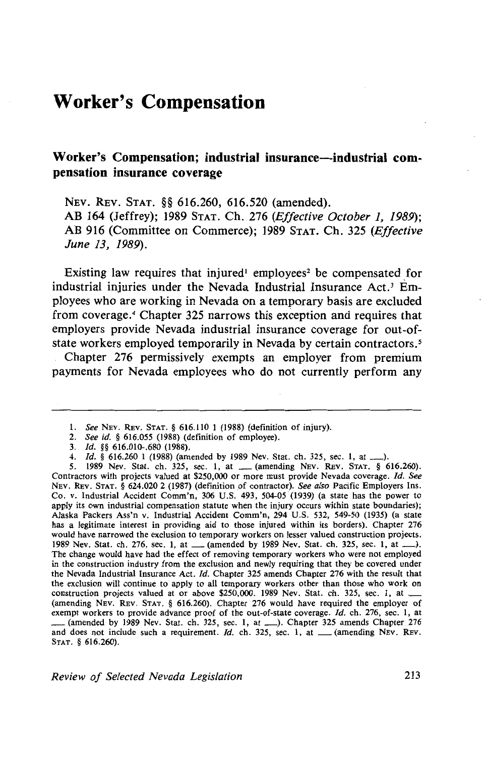# Worker's Compensation

## Worker's Compensation; industrial insurance—industrial compensation insurance coverage

NEV. REV. STAT. §§ 616.260, 616.520 (amended).
AB 164 (Jeffrey); 1989 STAT. Ch. 276 (*Effective October 1, 1989*);
AB 916 (Committee on Commerce); 1989 STAT. Ch. 325 (*Effective June 13, 1989*).

Existing law requires that injured[1] employees[2] be compensated for industrial injuries under the Nevada Industrial Insurance Act.[3] Employees who are working in Nevada on a temporary basis are excluded from coverage.[4] Chapter 325 narrows this exception and requires that employers provide Nevada industrial insurance coverage for out-of-state workers employed temporarily in Nevada by certain contractors.[5]

Chapter 276 permissively exempts an employer from premium payments for Nevada employees who do not currently perform any

---

1. *See* NEV. REV. STAT. § 616.110 1 (1988) (definition of injury).
2. *See id.* § 616.055 (1988) (definition of employee).
3. *Id.* §§ 616.010-.680 (1988).
4. *Id.* § 616.260 1 (1988) (amended by 1989 Nev. Stat. ch. 325, sec. 1, at ___).
5. 1989 Nev. Stat. ch. 325, sec. 1, at ___ (amending NEV. REV. STAT. § 616.260). Contractors with projects valued at $250,000 or more must provide Nevada coverage. *Id. See* NEV. REV. STAT. § 624.020 2 (1987) (definition of contractor). *See also* Pacific Employers Ins. Co. v. Industrial Accident Comm'n, 306 U.S. 493, 504-05 (1939) (a state has the power to apply its own industrial compensation statute when the injury occurs within state boundaries); Alaska Packers Ass'n v. Industrial Accident Comm'n, 294 U.S. 532, 549-50 (1935) (a state has a legitimate interest in providing aid to those injured within its borders). Chapter 276 would have narrowed the exclusion to temporary workers on lesser valued construction projects. 1989 Nev. Stat. ch. 276, sec. 1, at ___ (amended by 1989 Nev. Stat. ch. 325, sec. 1, at ___). The change would have had the effect of removing temporary workers who were not employed in the construction industry from the exclusion and newly requiring that they be covered under the Nevada Industrial Insurance Act. *Id.* Chapter 325 amends Chapter 276 with the result that the exclusion will continue to apply to all temporary workers other than those who work on construction projects valued at or above $250,000. 1989 Nev. Stat. ch. 325, sec. 1, at ___ (amending NEV. REV. STAT. § 616.260). Chapter 276 would have required the employer of exempt workers to provide advance proof of the out-of-state coverage. *Id.* ch. 276, sec. 1, at ___ (amended by 1989 Nev. Stat. ch. 325, sec. 1, at ___). Chapter 325 amends Chapter 276 and does not include such a requirement. *Id.* ch. 325, sec. 1, at ___ (amending NEV. REV. STAT. § 616.260).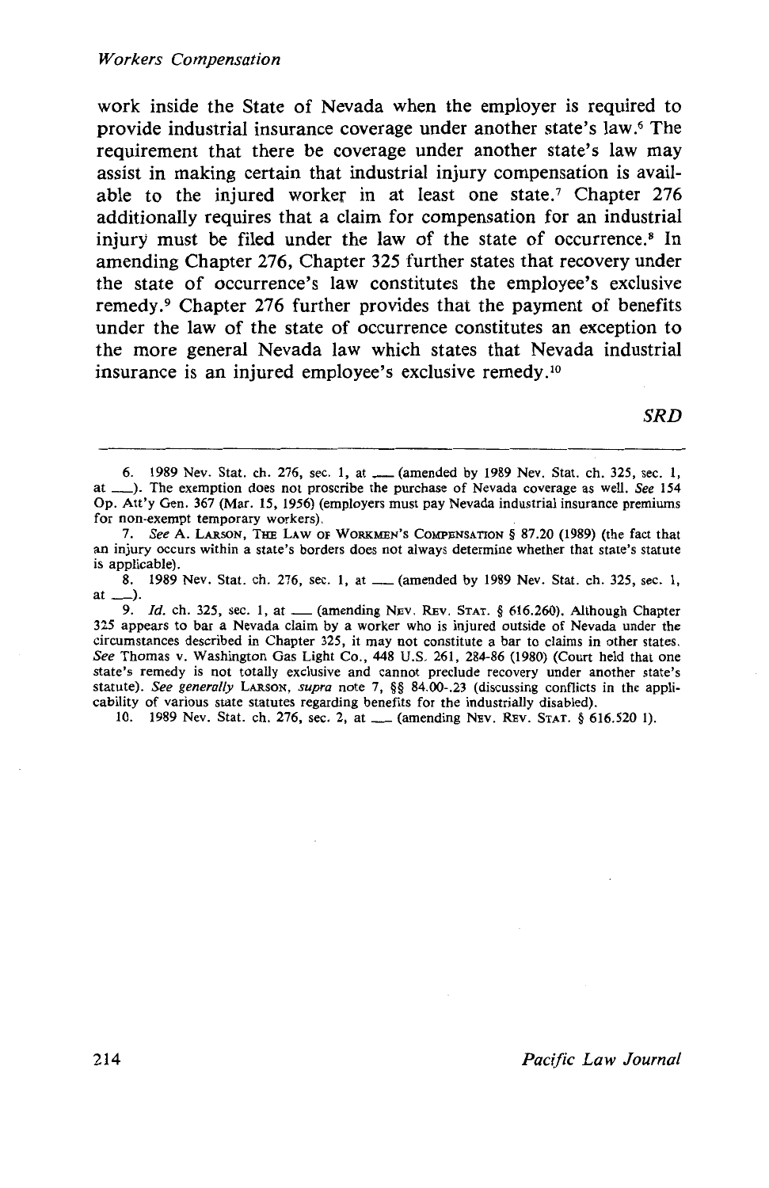work inside the State of Nevada when the employer is required to provide industrial insurance coverage under another state's law.[6] The requirement that there be coverage under another state's law may assist in making certain that industrial injury compensation is available to the injured worker in at least one state.[7] Chapter 276 additionally requires that a claim for compensation for an industrial injury must be filed under the law of the state of occurrence.[8] In amending Chapter 276, Chapter 325 further states that recovery under the state of occurrence's law constitutes the employee's exclusive remedy.[9] Chapter 276 further provides that the payment of benefits under the law of the state of occurrence constitutes an exception to the more general Nevada law which states that Nevada industrial insurance is an injured employee's exclusive remedy.[10]

*SRD*

---

6. 1989 Nev. Stat. ch. 276, sec. 1, at ___ (amended by 1989 Nev. Stat. ch. 325, sec. 1, at ___). The exemption does not proscribe the purchase of Nevada coverage as well. *See* 154 Op. Att'y Gen. 367 (Mar. 15, 1956) (employers must pay Nevada industrial insurance premiums for non-exempt temporary workers).

7. *See* A. LARSON, THE LAW OF WORKMEN'S COMPENSATION § 87.20 (1989) (the fact that an injury occurs within a state's borders does not always determine whether that state's statute is applicable).

8. 1989 Nev. Stat. ch. 276, sec. 1, at ___ (amended by 1989 Nev. Stat. ch. 325, sec. 1, at ___).

9. *Id.* ch. 325, sec. 1, at ___ (amending NEV. REV. STAT. § 616.260). Although Chapter 325 appears to bar a Nevada claim by a worker who is injured outside of Nevada under the circumstances described in Chapter 325, it may not constitute a bar to claims in other states. *See* Thomas v. Washington Gas Light Co., 448 U.S. 261, 284-86 (1980) (Court held that one state's remedy is not totally exclusive and cannot preclude recovery under another state's statute). *See generally* LARSON, *supra* note 7, §§ 84.00-.23 (discussing conflicts in the applicability of various state statutes regarding benefits for the industrially disabled).

10. 1989 Nev. Stat. ch. 276, sec. 2, at ___ (amending NEV. REV. STAT. § 616.520 1).